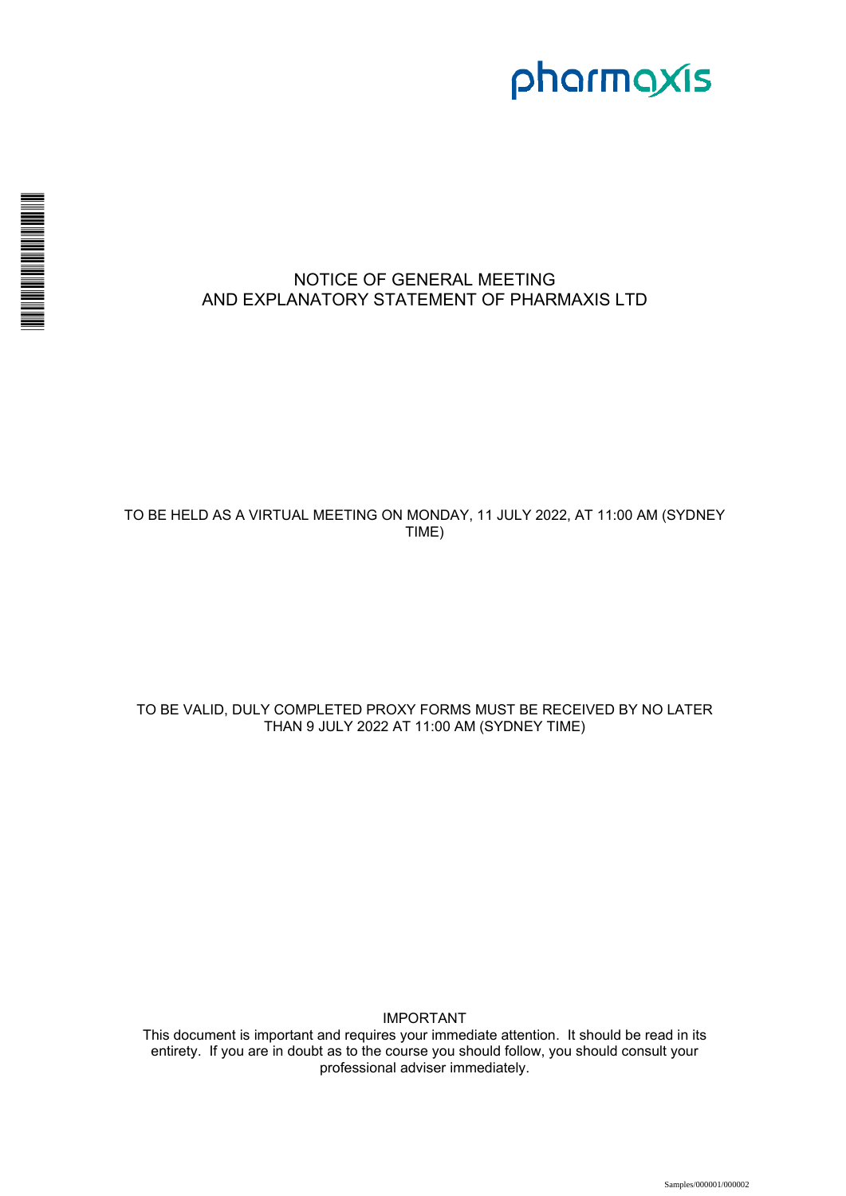pharmaxis

# NOTICE OF GENERAL MEETING AND EXPLANATORY STATEMENT OF PHARMAXIS LTD

TO BE HELD AS A VIRTUAL MEETING ON MONDAY, 11 JULY 2022, AT 11:00 AM (SYDNEY TIME)

TO BE VALID, DULY COMPLETED PROXY FORMS MUST BE RECEIVED BY NO LATER THAN 9 JULY 2022 AT 11:00 AM (SYDNEY TIME)

IMPORTANT

This document is important and requires your immediate attention. It should be read in its entirety. If you are in doubt as to the course you should follow, you should consult your professional adviser immediately.

Samples/000001/000002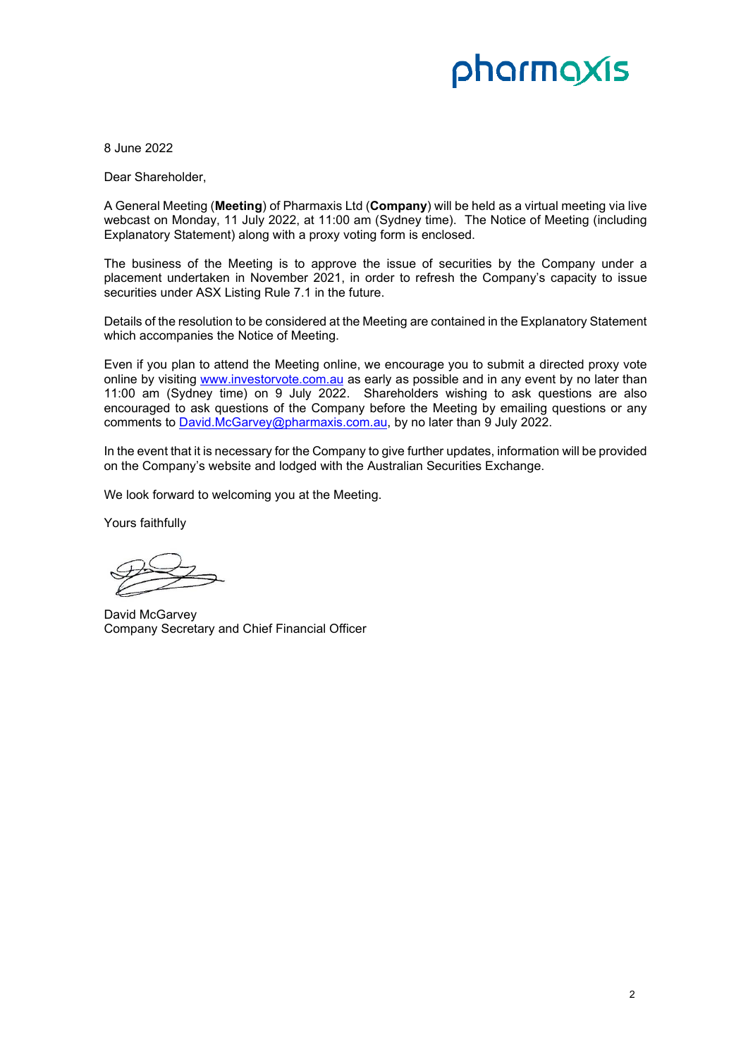8 June 2022

Dear Shareholder,

A General Meeting (**Meeting**) of Pharmaxis Ltd (**Company**) will be held as a virtual meeting via live webcast on Monday, 11 July 2022, at 11:00 am (Sydney time). The Notice of Meeting (including Explanatory Statement) along with a proxy voting form is enclosed.

The business of the Meeting is to approve the issue of securities by the Company under a placement undertaken in November 2021, in order to refresh the Company's capacity to issue securities under ASX Listing Rule 7.1 in the future.

Details of the resolution to be considered at the Meeting are contained in the Explanatory Statement which accompanies the Notice of Meeting.

Even if you plan to attend the Meeting online, we encourage you to submit a directed proxy vote online by visiting www.investorvote.com.au as early as possible and in any event by no later than 11:00 am (Sydney time) on 9 July 2022. Shareholders wishing to ask questions are also encouraged to ask questions of the Company before the Meeting by emailing questions or any comments to David.McGarvey@pharmaxis.com.au, by no later than 9 July 2022.

In the event that it is necessary for the Company to give further updates, information will be provided on the Company's website and lodged with the Australian Securities Exchange.

We look forward to welcoming you at the Meeting.

Yours faithfully

David McGarvey
Company Secretary and Chief Financial Officer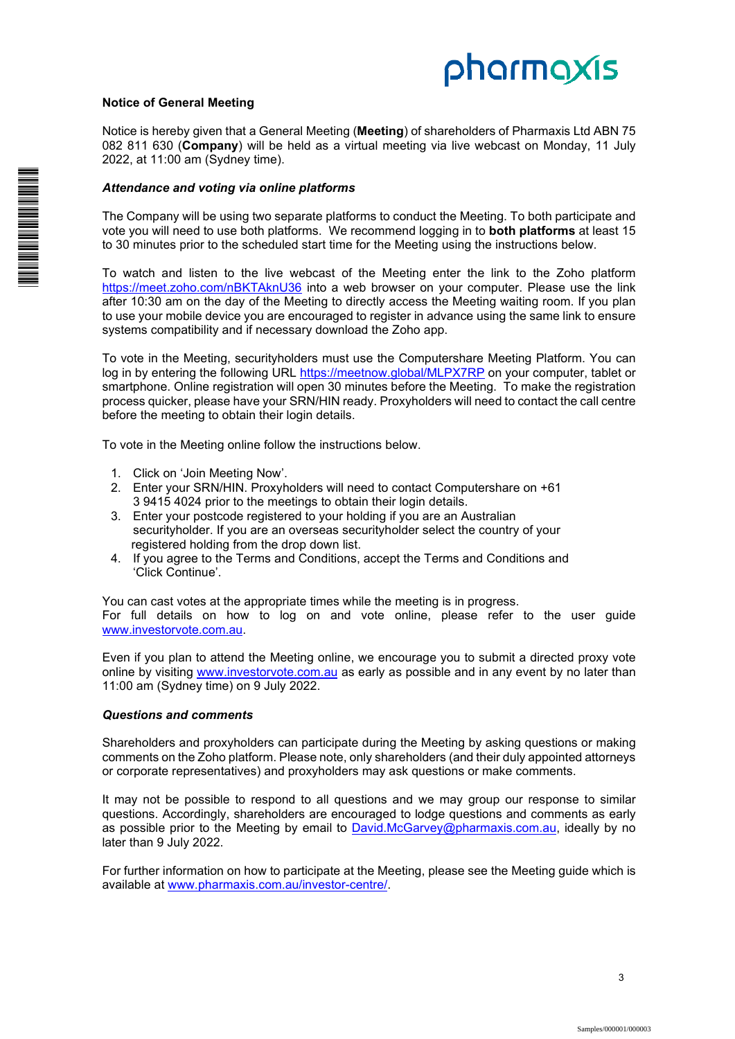### Notice of General Meeting

Notice is hereby given that a General Meeting (**Meeting**) of shareholders of Pharmaxis Ltd ABN 75 082 811 630 (**Company**) will be held as a virtual meeting via live webcast on Monday, 11 July 2022, at 11:00 am (Sydney time).

#### *Attendance and voting via online platforms*

The Company will be using two separate platforms to conduct the Meeting. To both participate and vote you will need to use both platforms. We recommend logging in to **both platforms** at least 15 to 30 minutes prior to the scheduled start time for the Meeting using the instructions below.

To watch and listen to the live webcast of the Meeting enter the link to the Zoho platform https://meet.zoho.com/nBKTAknU36 into a web browser on your computer. Please use the link after 10:30 am on the day of the Meeting to directly access the Meeting waiting room. If you plan to use your mobile device you are encouraged to register in advance using the same link to ensure systems compatibility and if necessary download the Zoho app.

To vote in the Meeting, securityholders must use the Computershare Meeting Platform. You can log in by entering the following URL https://meetnow.global/MLPX7RP on your computer, tablet or smartphone. Online registration will open 30 minutes before the Meeting. To make the registration process quicker, please have your SRN/HIN ready. Proxyholders will need to contact the call centre before the meeting to obtain their login details.

To vote in the Meeting online follow the instructions below.

1. Click on 'Join Meeting Now'.
2. Enter your SRN/HIN. Proxyholders will need to contact Computershare on +61 3 9415 4024 prior to the meetings to obtain their login details.
3. Enter your postcode registered to your holding if you are an Australian securityholder. If you are an overseas securityholder select the country of your registered holding from the drop down list.
4. If you agree to the Terms and Conditions, accept the Terms and Conditions and 'Click Continue'.

You can cast votes at the appropriate times while the meeting is in progress.
For full details on how to log on and vote online, please refer to the user guide www.investorvote.com.au.

Even if you plan to attend the Meeting online, we encourage you to submit a directed proxy vote online by visiting www.investorvote.com.au as early as possible and in any event by no later than 11:00 am (Sydney time) on 9 July 2022.

#### *Questions and comments*

Shareholders and proxyholders can participate during the Meeting by asking questions or making comments on the Zoho platform. Please note, only shareholders (and their duly appointed attorneys or corporate representatives) and proxyholders may ask questions or make comments.

It may not be possible to respond to all questions and we may group our response to similar questions. Accordingly, shareholders are encouraged to lodge questions and comments as early as possible prior to the Meeting by email to David.McGarvey@pharmaxis.com.au, ideally by no later than 9 July 2022.

For further information on how to participate at the Meeting, please see the Meeting guide which is available at www.pharmaxis.com.au/investor-centre/.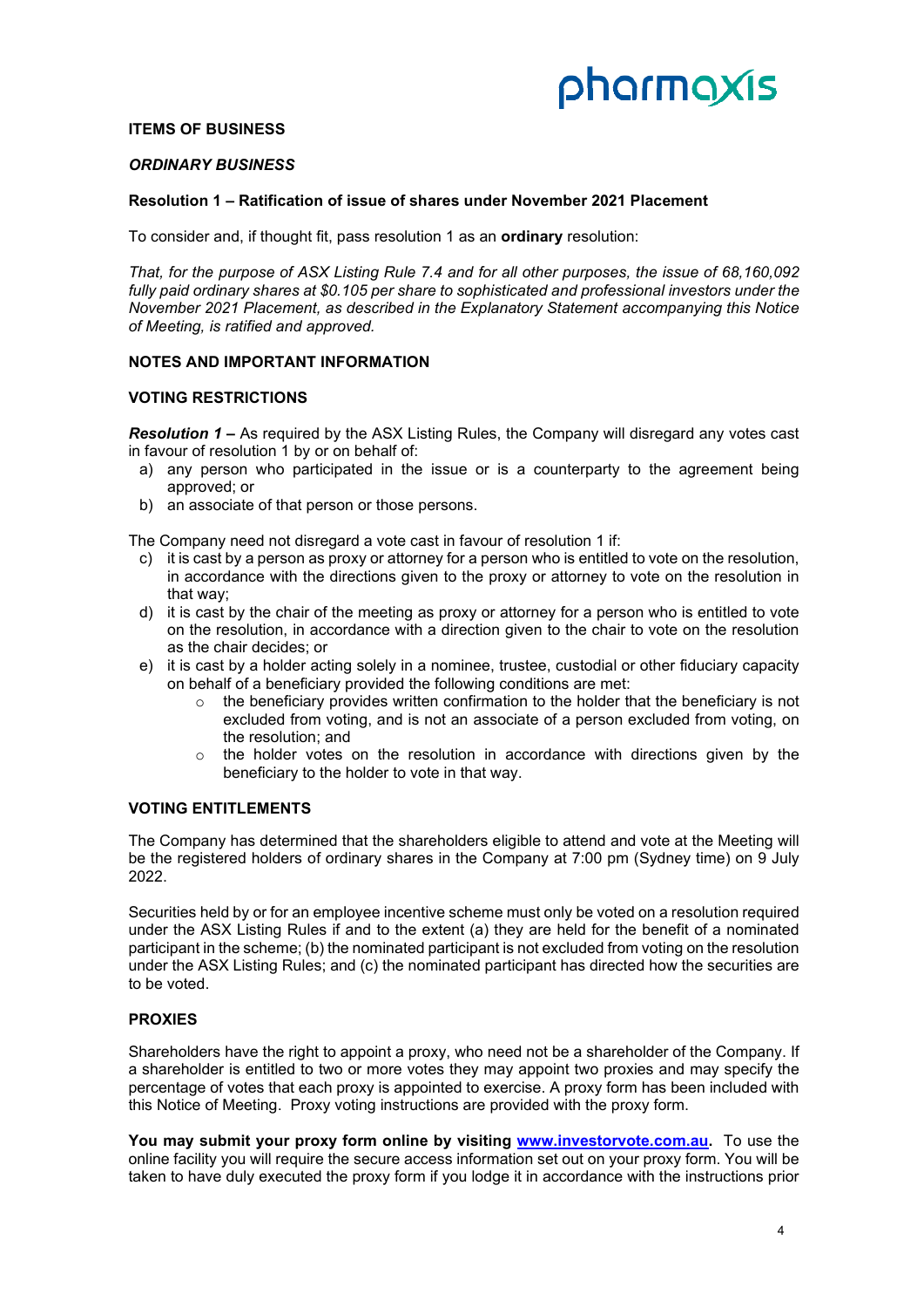**ITEMS OF BUSINESS**

***ORDINARY BUSINESS***

**Resolution 1 – Ratification of issue of shares under November 2021 Placement**

To consider and, if thought fit, pass resolution 1 as an **ordinary** resolution:

*That, for the purpose of ASX Listing Rule 7.4 and for all other purposes, the issue of 68,160,092 fully paid ordinary shares at $0.105 per share to sophisticated and professional investors under the November 2021 Placement, as described in the Explanatory Statement accompanying this Notice of Meeting, is ratified and approved.*

**NOTES AND IMPORTANT INFORMATION**

**VOTING RESTRICTIONS**

***Resolution 1 –*** As required by the ASX Listing Rules, the Company will disregard any votes cast in favour of resolution 1 by or on behalf of:

a) any person who participated in the issue or is a counterparty to the agreement being approved; or
b) an associate of that person or those persons.

The Company need not disregard a vote cast in favour of resolution 1 if:

c) it is cast by a person as proxy or attorney for a person who is entitled to vote on the resolution, in accordance with the directions given to the proxy or attorney to vote on the resolution in that way;
d) it is cast by the chair of the meeting as proxy or attorney for a person who is entitled to vote on the resolution, in accordance with a direction given to the chair to vote on the resolution as the chair decides; or
e) it is cast by a holder acting solely in a nominee, trustee, custodial or other fiduciary capacity on behalf of a beneficiary provided the following conditions are met:
   - the beneficiary provides written confirmation to the holder that the beneficiary is not excluded from voting, and is not an associate of a person excluded from voting, on the resolution; and
   - the holder votes on the resolution in accordance with directions given by the beneficiary to the holder to vote in that way.

**VOTING ENTITLEMENTS**

The Company has determined that the shareholders eligible to attend and vote at the Meeting will be the registered holders of ordinary shares in the Company at 7:00 pm (Sydney time) on 9 July 2022.

Securities held by or for an employee incentive scheme must only be voted on a resolution required under the ASX Listing Rules if and to the extent (a) they are held for the benefit of a nominated participant in the scheme; (b) the nominated participant is not excluded from voting on the resolution under the ASX Listing Rules; and (c) the nominated participant has directed how the securities are to be voted.

**PROXIES**

Shareholders have the right to appoint a proxy, who need not be a shareholder of the Company. If a shareholder is entitled to two or more votes they may appoint two proxies and may specify the percentage of votes that each proxy is appointed to exercise. A proxy form has been included with this Notice of Meeting. Proxy voting instructions are provided with the proxy form.

**You may submit your proxy form online by visiting [www.investorvote.com.au](http://www.investorvote.com.au).** To use the online facility you will require the secure access information set out on your proxy form. You will be taken to have duly executed the proxy form if you lodge it in accordance with the instructions prior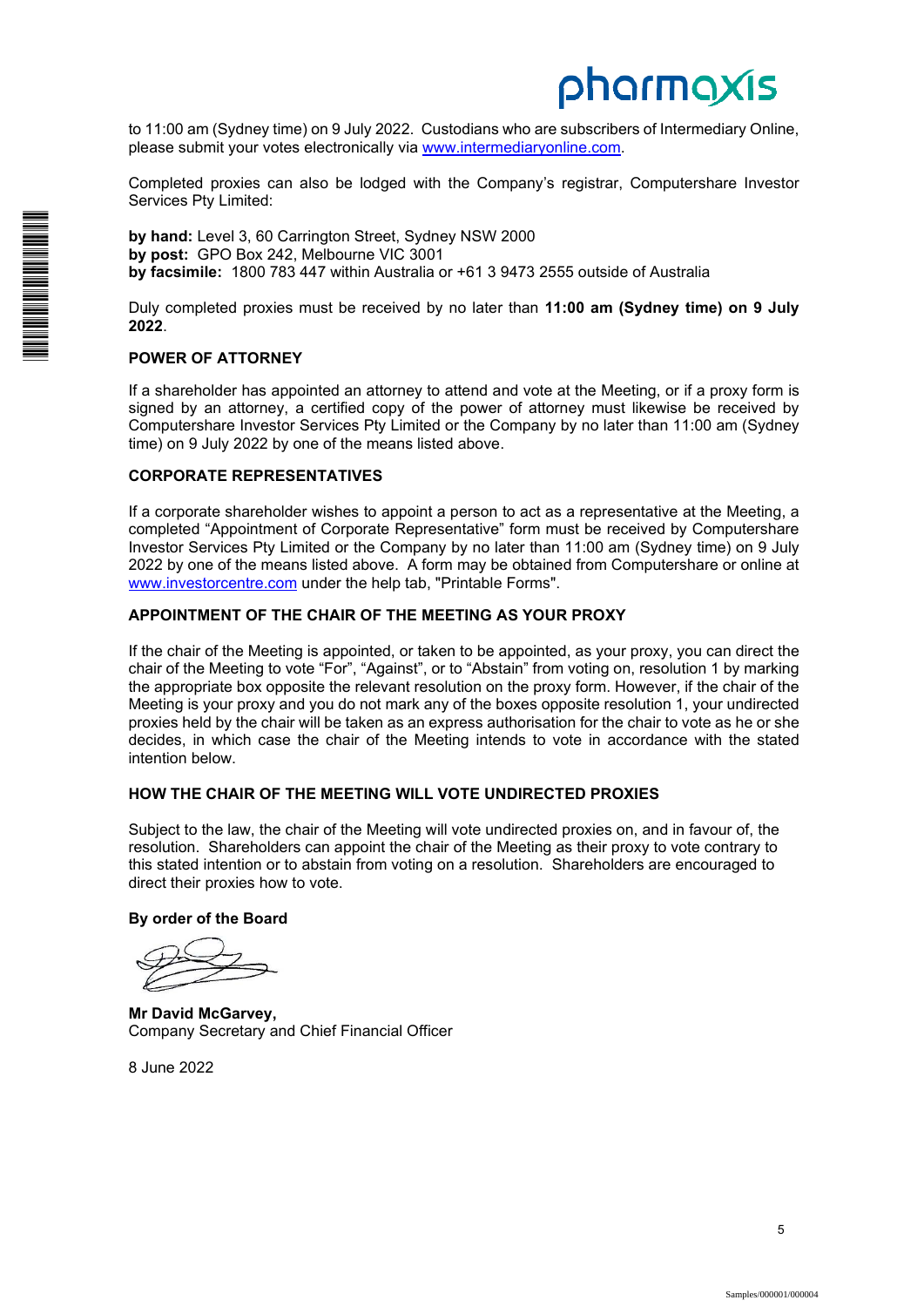to 11:00 am (Sydney time) on 9 July 2022. Custodians who are subscribers of Intermediary Online, please submit your votes electronically via www.intermediaryonline.com.

Completed proxies can also be lodged with the Company's registrar, Computershare Investor Services Pty Limited:

**by hand:** Level 3, 60 Carrington Street, Sydney NSW 2000
**by post:** GPO Box 242, Melbourne VIC 3001
**by facsimile:** 1800 783 447 within Australia or +61 3 9473 2555 outside of Australia

Duly completed proxies must be received by no later than **11:00 am (Sydney time) on 9 July 2022**.

### POWER OF ATTORNEY

If a shareholder has appointed an attorney to attend and vote at the Meeting, or if a proxy form is signed by an attorney, a certified copy of the power of attorney must likewise be received by Computershare Investor Services Pty Limited or the Company by no later than 11:00 am (Sydney time) on 9 July 2022 by one of the means listed above.

### CORPORATE REPRESENTATIVES

If a corporate shareholder wishes to appoint a person to act as a representative at the Meeting, a completed "Appointment of Corporate Representative" form must be received by Computershare Investor Services Pty Limited or the Company by no later than 11:00 am (Sydney time) on 9 July 2022 by one of the means listed above. A form may be obtained from Computershare or online at www.investorcentre.com under the help tab, "Printable Forms".

### APPOINTMENT OF THE CHAIR OF THE MEETING AS YOUR PROXY

If the chair of the Meeting is appointed, or taken to be appointed, as your proxy, you can direct the chair of the Meeting to vote "For", "Against", or to "Abstain" from voting on, resolution 1 by marking the appropriate box opposite the relevant resolution on the proxy form. However, if the chair of the Meeting is your proxy and you do not mark any of the boxes opposite resolution 1, your undirected proxies held by the chair will be taken as an express authorisation for the chair to vote as he or she decides, in which case the chair of the Meeting intends to vote in accordance with the stated intention below.

### HOW THE CHAIR OF THE MEETING WILL VOTE UNDIRECTED PROXIES

Subject to the law, the chair of the Meeting will vote undirected proxies on, and in favour of, the resolution. Shareholders can appoint the chair of the Meeting as their proxy to vote contrary to this stated intention or to abstain from voting on a resolution. Shareholders are encouraged to direct their proxies how to vote.

**By order of the Board**

**Mr David McGarvey,**
Company Secretary and Chief Financial Officer

8 June 2022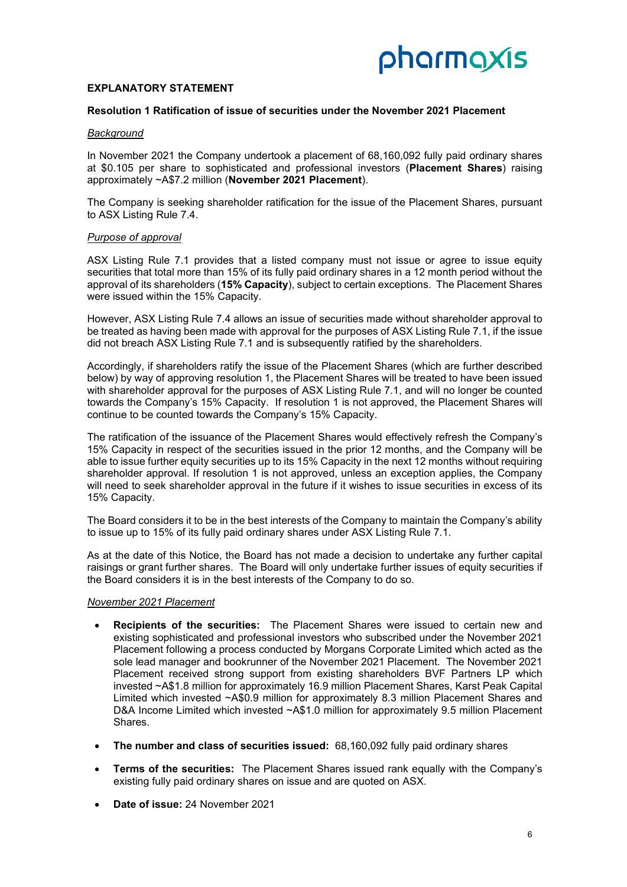## EXPLANATORY STATEMENT

### Resolution 1 Ratification of issue of securities under the November 2021 Placement

*Background*

In November 2021 the Company undertook a placement of 68,160,092 fully paid ordinary shares at $0.105 per share to sophisticated and professional investors (**Placement Shares**) raising approximately ~A$7.2 million (**November 2021 Placement**).

The Company is seeking shareholder ratification for the issue of the Placement Shares, pursuant to ASX Listing Rule 7.4.

*Purpose of approval*

ASX Listing Rule 7.1 provides that a listed company must not issue or agree to issue equity securities that total more than 15% of its fully paid ordinary shares in a 12 month period without the approval of its shareholders (**15% Capacity**), subject to certain exceptions. The Placement Shares were issued within the 15% Capacity.

However, ASX Listing Rule 7.4 allows an issue of securities made without shareholder approval to be treated as having been made with approval for the purposes of ASX Listing Rule 7.1, if the issue did not breach ASX Listing Rule 7.1 and is subsequently ratified by the shareholders.

Accordingly, if shareholders ratify the issue of the Placement Shares (which are further described below) by way of approving resolution 1, the Placement Shares will be treated to have been issued with shareholder approval for the purposes of ASX Listing Rule 7.1, and will no longer be counted towards the Company's 15% Capacity. If resolution 1 is not approved, the Placement Shares will continue to be counted towards the Company's 15% Capacity.

The ratification of the issuance of the Placement Shares would effectively refresh the Company's 15% Capacity in respect of the securities issued in the prior 12 months, and the Company will be able to issue further equity securities up to its 15% Capacity in the next 12 months without requiring shareholder approval. If resolution 1 is not approved, unless an exception applies, the Company will need to seek shareholder approval in the future if it wishes to issue securities in excess of its 15% Capacity.

The Board considers it to be in the best interests of the Company to maintain the Company's ability to issue up to 15% of its fully paid ordinary shares under ASX Listing Rule 7.1.

As at the date of this Notice, the Board has not made a decision to undertake any further capital raisings or grant further shares. The Board will only undertake further issues of equity securities if the Board considers it is in the best interests of the Company to do so.

*November 2021 Placement*

- **Recipients of the securities:** The Placement Shares were issued to certain new and existing sophisticated and professional investors who subscribed under the November 2021 Placement following a process conducted by Morgans Corporate Limited which acted as the sole lead manager and bookrunner of the November 2021 Placement. The November 2021 Placement received strong support from existing shareholders BVF Partners LP which invested ~A$1.8 million for approximately 16.9 million Placement Shares, Karst Peak Capital Limited which invested ~A$0.9 million for approximately 8.3 million Placement Shares and D&A Income Limited which invested ~A$1.0 million for approximately 9.5 million Placement Shares.
- **The number and class of securities issued:** 68,160,092 fully paid ordinary shares
- **Terms of the securities:** The Placement Shares issued rank equally with the Company's existing fully paid ordinary shares on issue and are quoted on ASX.
- **Date of issue:** 24 November 2021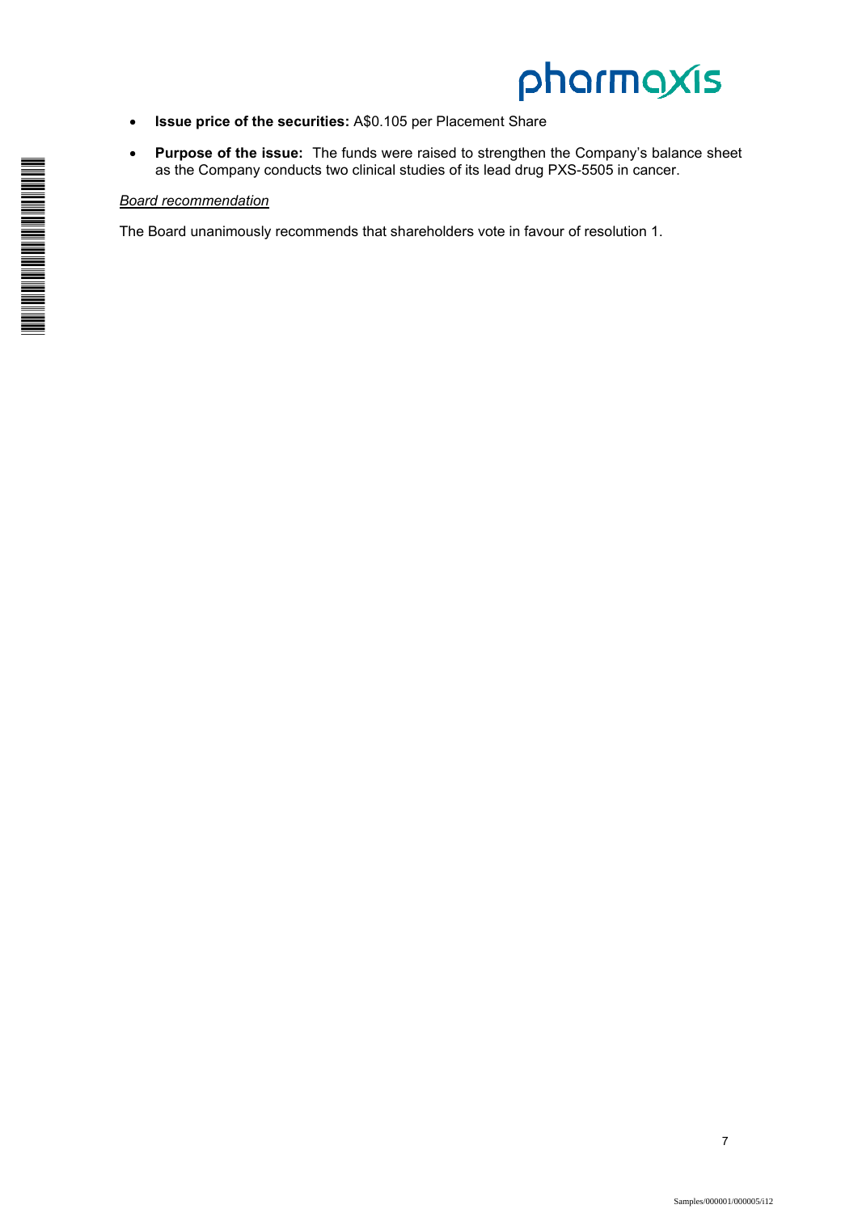- **Issue price of the securities:** A$0.105 per Placement Share
- **Purpose of the issue:** The funds were raised to strengthen the Company's balance sheet as the Company conducts two clinical studies of its lead drug PXS-5505 in cancer.

*Board recommendation*

The Board unanimously recommends that shareholders vote in favour of resolution 1.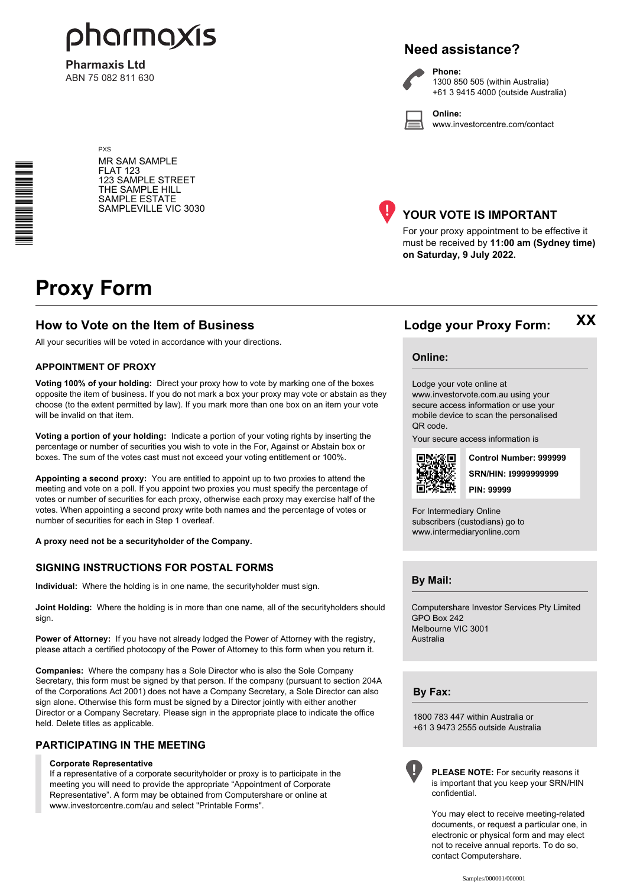pharmaxis

**Pharmaxis Ltd**
ABN 75 082 811 630

## Need assistance?

**Phone:**
1300 850 505 (within Australia)
+61 3 9415 4000 (outside Australia)

**Online:**
www.investorcentre.com/contact

PXS
MR SAM SAMPLE
FLAT 123
123 SAMPLE STREET
THE SAMPLE HILL
SAMPLE ESTATE
SAMPLEVILLE VIC 3030

## YOUR VOTE IS IMPORTANT

For your proxy appointment to be effective it must be received by **11:00 am (Sydney time) on Saturday, 9 July 2022.**

# Proxy Form

## How to Vote on the Item of Business

All your securities will be voted in accordance with your directions.

### APPOINTMENT OF PROXY

**Voting 100% of your holding:** Direct your proxy how to vote by marking one of the boxes opposite the item of business. If you do not mark a box your proxy may vote or abstain as they choose (to the extent permitted by law). If you mark more than one box on an item your vote will be invalid on that item.

**Voting a portion of your holding:** Indicate a portion of your voting rights by inserting the percentage or number of securities you wish to vote in the For, Against or Abstain box or boxes. The sum of the votes cast must not exceed your voting entitlement or 100%.

**Appointing a second proxy:** You are entitled to appoint up to two proxies to attend the meeting and vote on a poll. If you appoint two proxies you must specify the percentage of votes or number of securities for each proxy, otherwise each proxy may exercise half of the votes. When appointing a second proxy write both names and the percentage of votes or number of securities for each in Step 1 overleaf.

**A proxy need not be a securityholder of the Company.**

### SIGNING INSTRUCTIONS FOR POSTAL FORMS

**Individual:** Where the holding is in one name, the securityholder must sign.

**Joint Holding:** Where the holding is in more than one name, all of the securityholders should sign.

**Power of Attorney:** If you have not already lodged the Power of Attorney with the registry, please attach a certified photocopy of the Power of Attorney to this form when you return it.

**Companies:** Where the company has a Sole Director who is also the Sole Company Secretary, this form must be signed by that person. If the company (pursuant to section 204A of the Corporations Act 2001) does not have a Company Secretary, a Sole Director can also sign alone. Otherwise this form must be signed by a Director jointly with either another Director or a Company Secretary. Please sign in the appropriate place to indicate the office held. Delete titles as applicable.

### PARTICIPATING IN THE MEETING

**Corporate Representative**
If a representative of a corporate securityholder or proxy is to participate in the meeting you will need to provide the appropriate "Appointment of Corporate Representative". A form may be obtained from Computershare or online at www.investorcentre.com/au and select "Printable Forms".

## Lodge your Proxy Form: XX

### Online:

Lodge your vote online at www.investorvote.com.au using your secure access information or use your mobile device to scan the personalised QR code.

Your secure access information is

**Control Number: 999999**
**SRN/HIN: I9999999999**
**PIN: 99999**

For Intermediary Online subscribers (custodians) go to www.intermediaryonline.com

### By Mail:

Computershare Investor Services Pty Limited
GPO Box 242
Melbourne VIC 3001
Australia

### By Fax:

1800 783 447 within Australia or
+61 3 9473 2555 outside Australia

**PLEASE NOTE:** For security reasons it is important that you keep your SRN/HIN confidential.

You may elect to receive meeting-related documents, or request a particular one, in electronic or physical form and may elect not to receive annual reports. To do so, contact Computershare.

Samples/000001/000001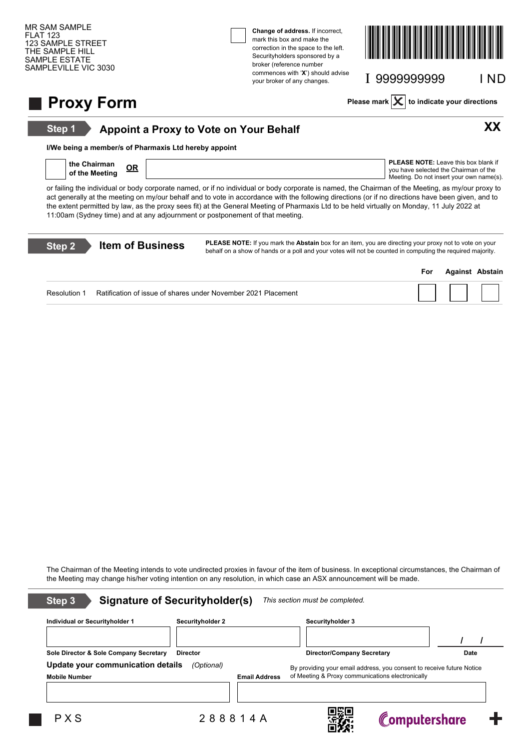MR SAM SAMPLE
FLAT 123
123 SAMPLE STREET
THE SAMPLE HILL
SAMPLE ESTATE
SAMPLEVILLE VIC 3030

☐ **Change of address.** If incorrect, mark this box and make the correction in the space to the left. Securityholders sponsored by a broker (reference number commences with '**X**') should advise your broker of any changes.

I 9999999999 I ND

# Proxy Form

**Please mark ☒ to indicate your directions**

## Step 1 Appoint a Proxy to Vote on Your Behalf

**XX**

**I/We being a member/s of Pharmaxis Ltd hereby appoint**

☐ **the Chairman of the Meeting** **OR** ________________________

**PLEASE NOTE:** Leave this box blank if you have selected the Chairman of the Meeting. Do not insert your own name(s).

or failing the individual or body corporate named, or if no individual or body corporate is named, the Chairman of the Meeting, as my/our proxy to act generally at the meeting on my/our behalf and to vote in accordance with the following directions (or if no directions have been given, and to the extent permitted by law, as the proxy sees fit) at the General Meeting of Pharmaxis Ltd to be held virtually on Monday, 11 July 2022 at 11:00am (Sydney time) and at any adjournment or postponement of that meeting.

## Step 2 Item of Business

**PLEASE NOTE:** If you mark the **Abstain** box for an item, you are directing your proxy not to vote on your behalf on a show of hands or a poll and your votes will not be counted in computing the required majority.

| | | For | Against | Abstain |
|---|---|---|---|---|
| Resolution 1 | Ratification of issue of shares under November 2021 Placement | ☐ | ☐ | ☐ |

The Chairman of the Meeting intends to vote undirected proxies in favour of the item of business. In exceptional circumstances, the Chairman of the Meeting may change his/her voting intention on any resolution, in which case an ASX announcement will be made.

## Step 3 Signature of Securityholder(s)

*This section must be completed.*

| Individual or Securityholder 1 | Securityholder 2 | Securityholder 3 | |
|---|---|---|---|
| | | | / / |
| **Sole Director & Sole Company Secretary** | **Director** | **Director/Company Secretary** | **Date** |

**Update your communication details** *(Optional)*

**Mobile Number** ________________ **Email Address** ________________

By providing your email address, you consent to receive future Notice of Meeting & Proxy communications electronically

PXS 288814A

Computershare